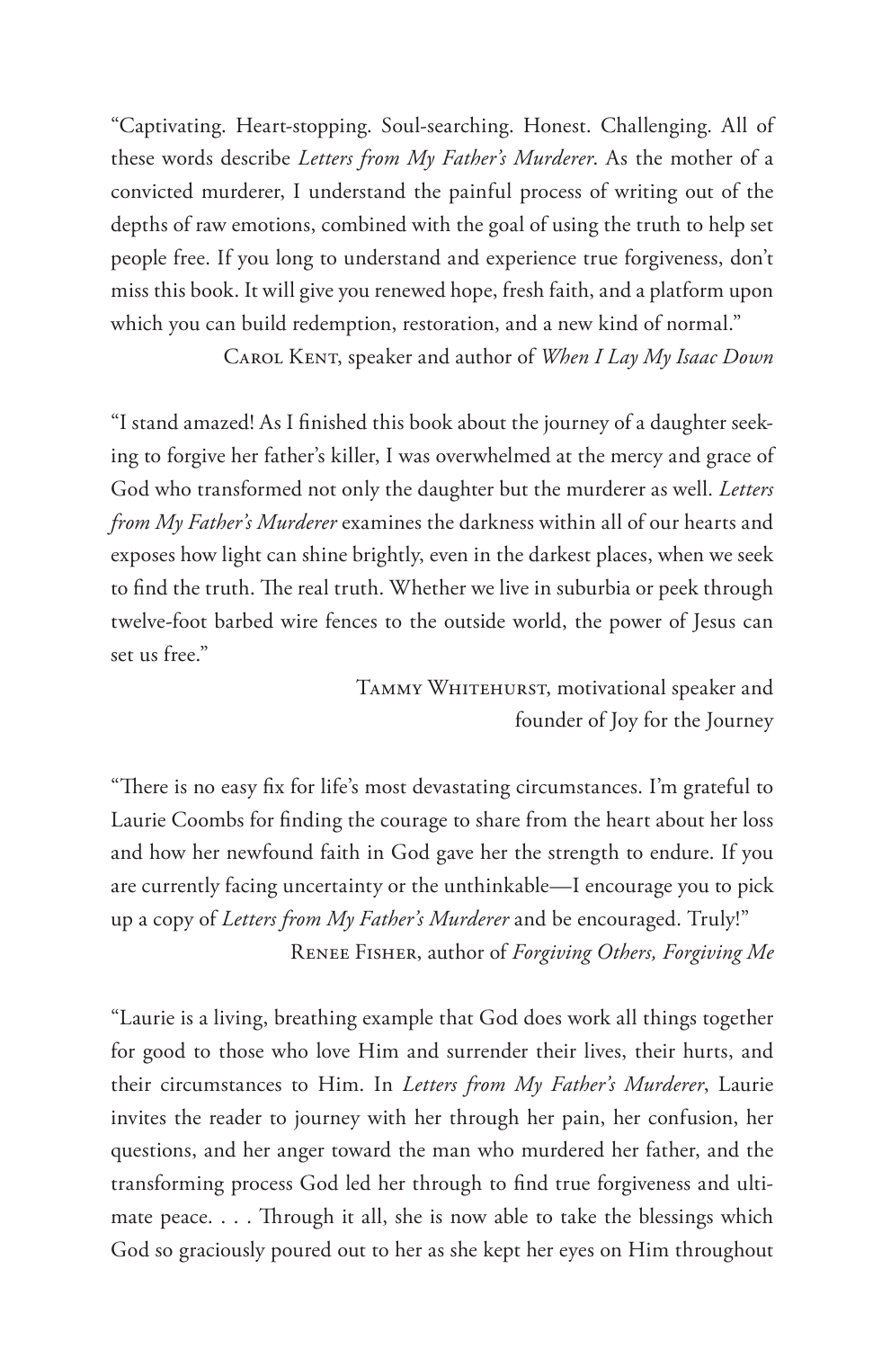"Captivating. Heart-stopping. Soul-searching. Honest. Challenging. All of these words describe *Letters from My Father's Murderer*. As the mother of a convicted murderer, I understand the painful process of writing out of the depths of raw emotions, combined with the goal of using the truth to help set people free. If you long to understand and experience true forgiveness, don't miss this book. It will give you renewed hope, fresh faith, and a platform upon which you can build redemption, restoration, and a new kind of normal."

Carol Kent, speaker and author of *When I Lay My Isaac Down*

"I stand amazed! As I finished this book about the journey of a daughter seeking to forgive her father's killer, I was overwhelmed at the mercy and grace of God who transformed not only the daughter but the murderer as well. *Letters from My Father's Murderer* examines the darkness within all of our hearts and exposes how light can shine brightly, even in the darkest places, when we seek to find the truth. The real truth. Whether we live in suburbia or peek through twelve-foot barbed wire fences to the outside world, the power of Jesus can set us free."

Tammy Whitehurst, motivational speaker and founder of Joy for the Journey

"There is no easy fix for life's most devastating circumstances. I'm grateful to Laurie Coombs for finding the courage to share from the heart about her loss and how her newfound faith in God gave her the strength to endure. If you are currently facing uncertainty or the unthinkable—I encourage you to pick up a copy of *Letters from My Father's Murderer* and be encouraged. Truly!"

Renee Fisher, author of *Forgiving Others, Forgiving Me*

"Laurie is a living, breathing example that God does work all things together for good to those who love Him and surrender their lives, their hurts, and their circumstances to Him. In *Letters from My Father's Murderer*, Laurie invites the reader to journey with her through her pain, her confusion, her questions, and her anger toward the man who murdered her father, and the transforming process God led her through to find true forgiveness and ultimate peace. . . . Through it all, she is now able to take the blessings which God so graciously poured out to her as she kept her eyes on Him throughout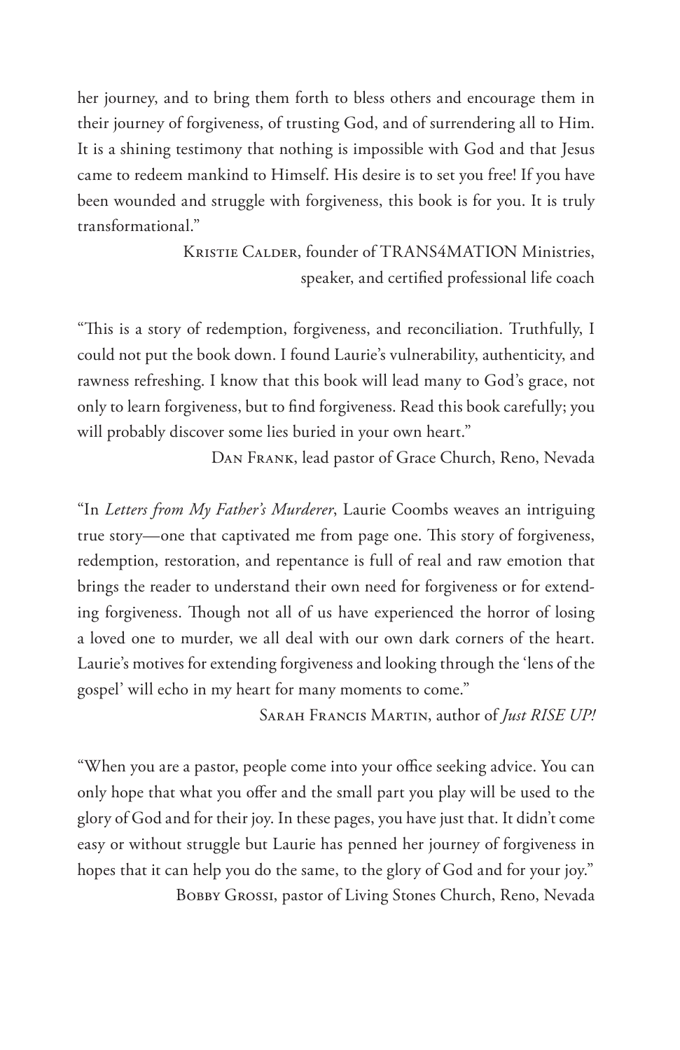her journey, and to bring them forth to bless others and encourage them in their journey of forgiveness, of trusting God, and of surrendering all to Him. It is a shining testimony that nothing is impossible with God and that Jesus came to redeem mankind to Himself. His desire is to set you free! If you have been wounded and struggle with forgiveness, this book is for you. It is truly transformational."

Kristie Calder, founder of TRANS4MATION Ministries, speaker, and certified professional life coach

"This is a story of redemption, forgiveness, and reconciliation. Truthfully, I could not put the book down. I found Laurie's vulnerability, authenticity, and rawness refreshing. I know that this book will lead many to God's grace, not only to learn forgiveness, but to find forgiveness. Read this book carefully; you will probably discover some lies buried in your own heart."

Dan Frank, lead pastor of Grace Church, Reno, Nevada

"In *Letters from My Father's Murderer*, Laurie Coombs weaves an intriguing true story—one that captivated me from page one. This story of forgiveness, redemption, restoration, and repentance is full of real and raw emotion that brings the reader to understand their own need for forgiveness or for extending forgiveness. Though not all of us have experienced the horror of losing a loved one to murder, we all deal with our own dark corners of the heart. Laurie's motives for extending forgiveness and looking through the 'lens of the gospel' will echo in my heart for many moments to come."

Sarah Francis Martin, author of *Just RISE UP!*

"When you are a pastor, people come into your office seeking advice. You can only hope that what you offer and the small part you play will be used to the glory of God and for their joy. In these pages, you have just that. It didn't come easy or without struggle but Laurie has penned her journey of forgiveness in hopes that it can help you do the same, to the glory of God and for your joy."

Bobby Grossi, pastor of Living Stones Church, Reno, Nevada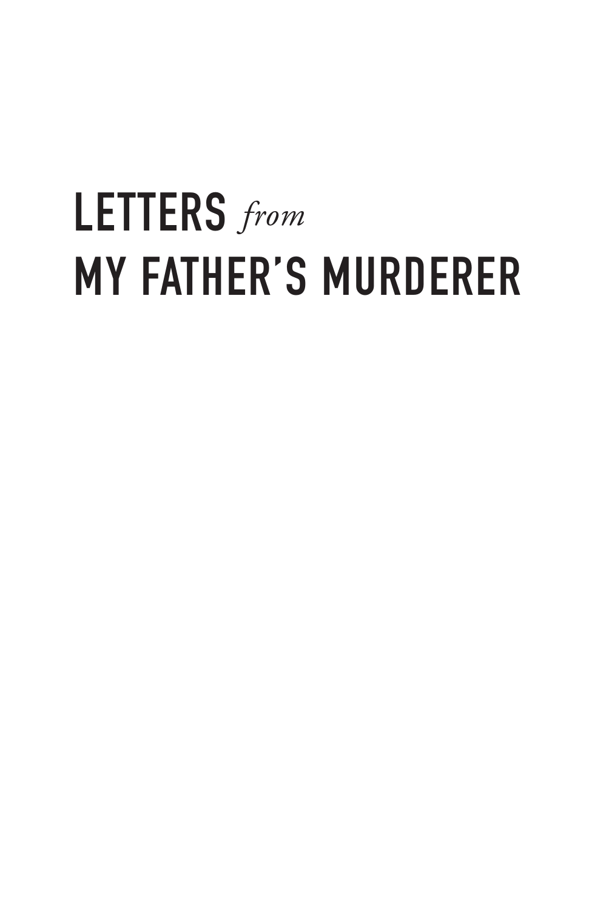# LETTERS *from* MY FATHER'S MURDERER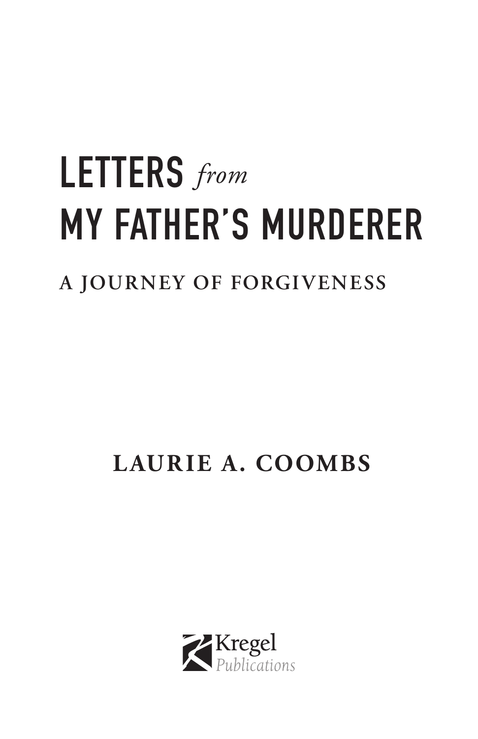# LETTERS *from* MY FATHER'S MURDERER

## A JOURNEY OF FORGIVENESS

**LAURIE A. COOMBS**

Kregel *Publications*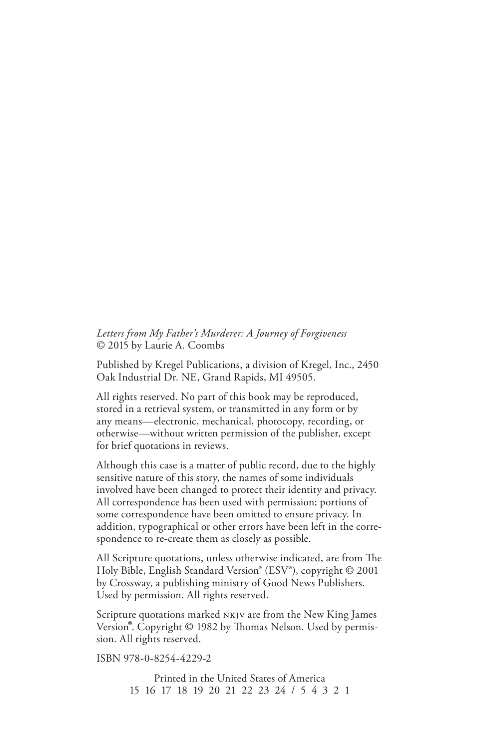*Letters from My Father's Murderer: A Journey of Forgiveness*
© 2015 by Laurie A. Coombs

Published by Kregel Publications, a division of Kregel, Inc., 2450 Oak Industrial Dr. NE, Grand Rapids, MI 49505.

All rights reserved. No part of this book may be reproduced, stored in a retrieval system, or transmitted in any form or by any means—electronic, mechanical, photocopy, recording, or otherwise—without written permission of the publisher, except for brief quotations in reviews.

Although this case is a matter of public record, due to the highly sensitive nature of this story, the names of some individuals involved have been changed to protect their identity and privacy. All correspondence has been used with permission; portions of some correspondence have been omitted to ensure privacy. In addition, typographical or other errors have been left in the correspondence to re-create them as closely as possible.

All Scripture quotations, unless otherwise indicated, are from The Holy Bible, English Standard Version® (ESV®), copyright © 2001 by Crossway, a publishing ministry of Good News Publishers. Used by permission. All rights reserved.

Scripture quotations marked NKJV are from the New King James Version®. Copyright © 1982 by Thomas Nelson. Used by permission. All rights reserved.

ISBN 978-0-8254-4229-2

Printed in the United States of America
15 16 17 18 19 20 21 22 23 24 / 5 4 3 2 1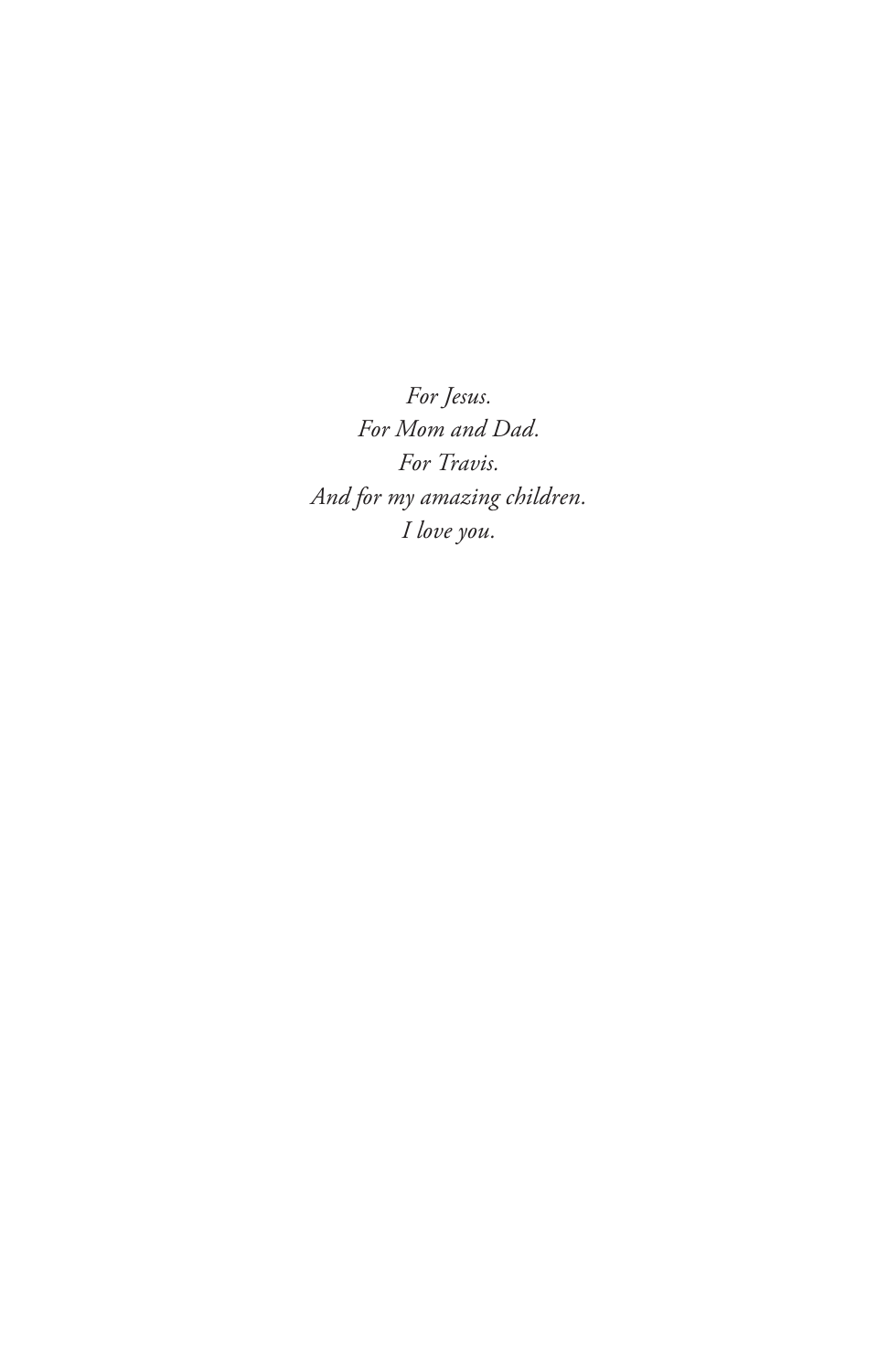*For Jesus.*
*For Mom and Dad.*
*For Travis.*
*And for my amazing children.*
*I love you.*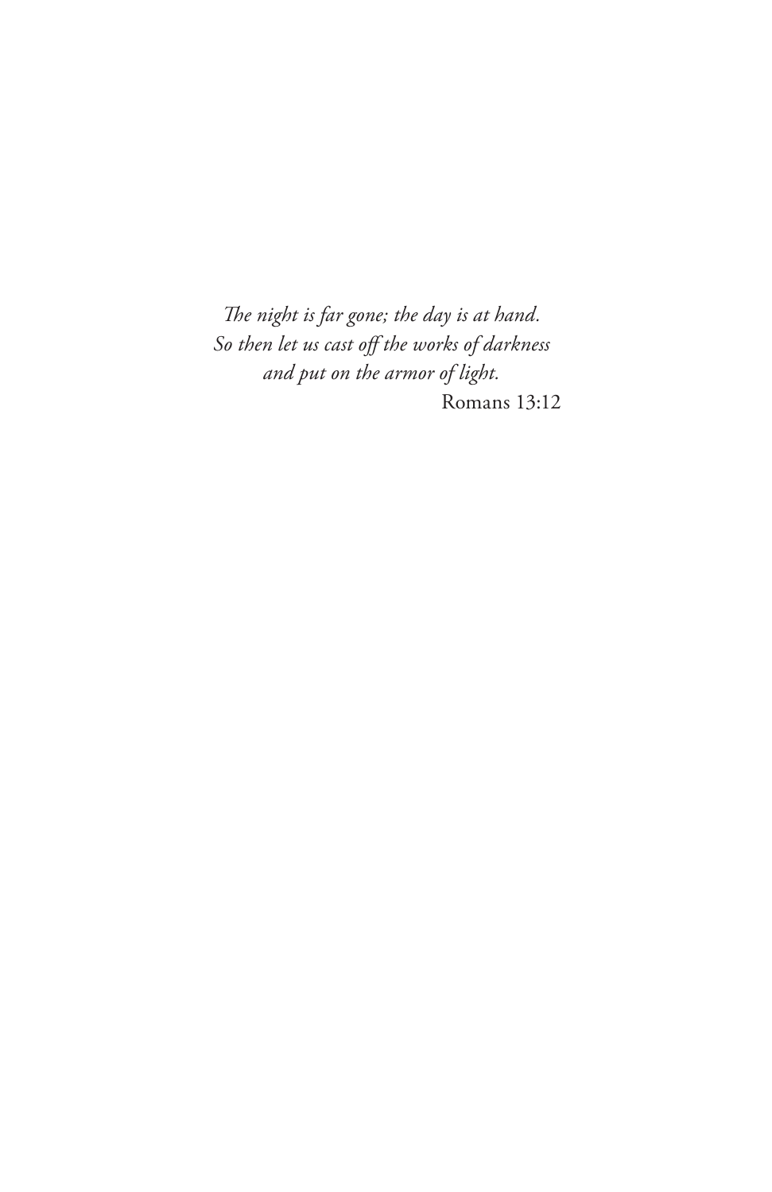*The night is far gone; the day is at hand.*
*So then let us cast off the works of darkness*
*and put on the armor of light.*

Romans 13:12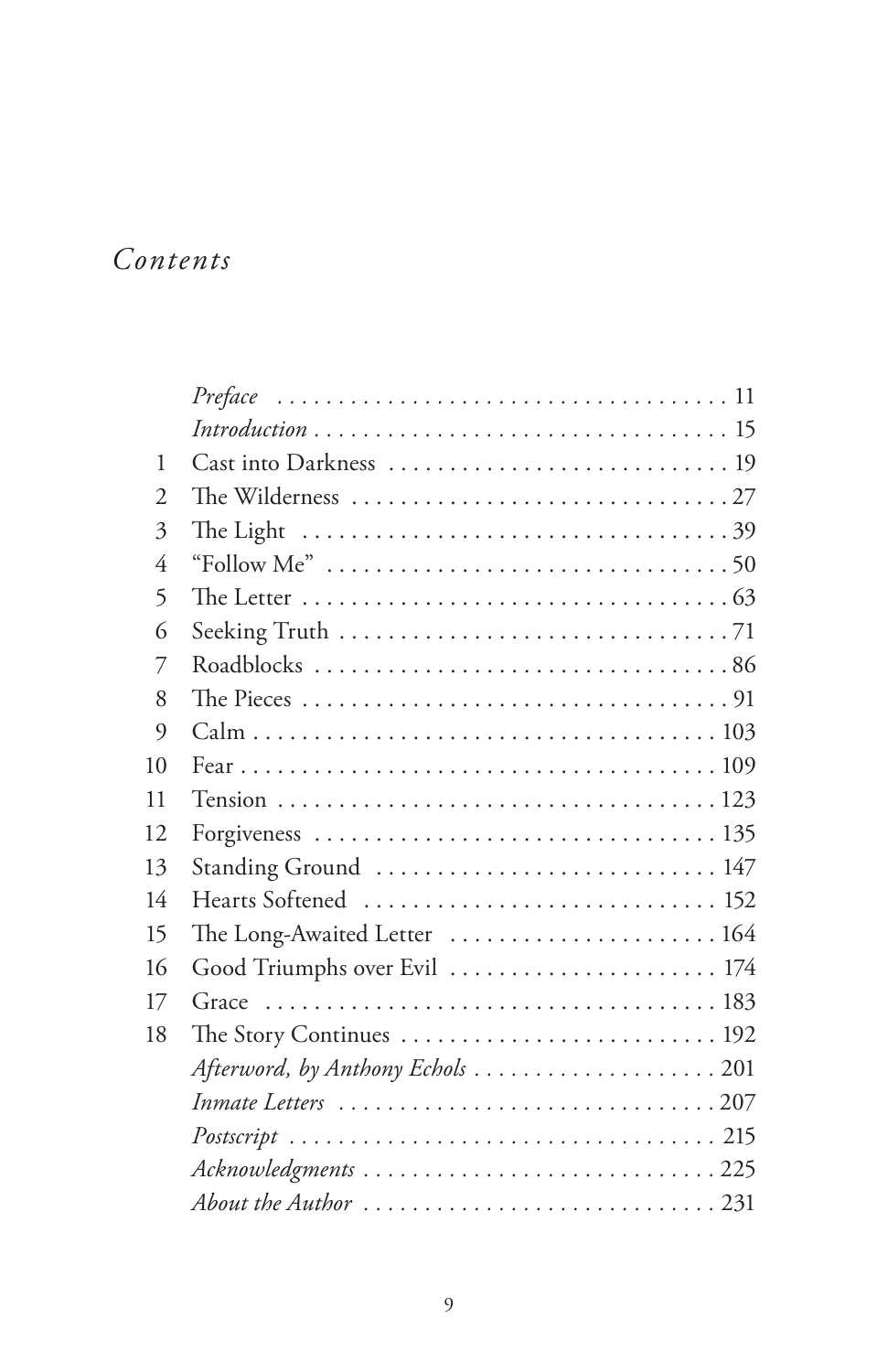# *Contents*

| | | |
|---|---|---|
| | *Preface* | 11 |
| | *Introduction* | 15 |
| 1 | Cast into Darkness | 19 |
| 2 | The Wilderness | 27 |
| 3 | The Light | 39 |
| 4 | "Follow Me" | 50 |
| 5 | The Letter | 63 |
| 6 | Seeking Truth | 71 |
| 7 | Roadblocks | 86 |
| 8 | The Pieces | 91 |
| 9 | Calm | 103 |
| 10 | Fear | 109 |
| 11 | Tension | 123 |
| 12 | Forgiveness | 135 |
| 13 | Standing Ground | 147 |
| 14 | Hearts Softened | 152 |
| 15 | The Long-Awaited Letter | 164 |
| 16 | Good Triumphs over Evil | 174 |
| 17 | Grace | 183 |
| 18 | The Story Continues | 192 |
| | *Afterword, by Anthony Echols* | 201 |
| | *Inmate Letters* | 207 |
| | *Postscript* | 215 |
| | *Acknowledgments* | 225 |
| | *About the Author* | 231 |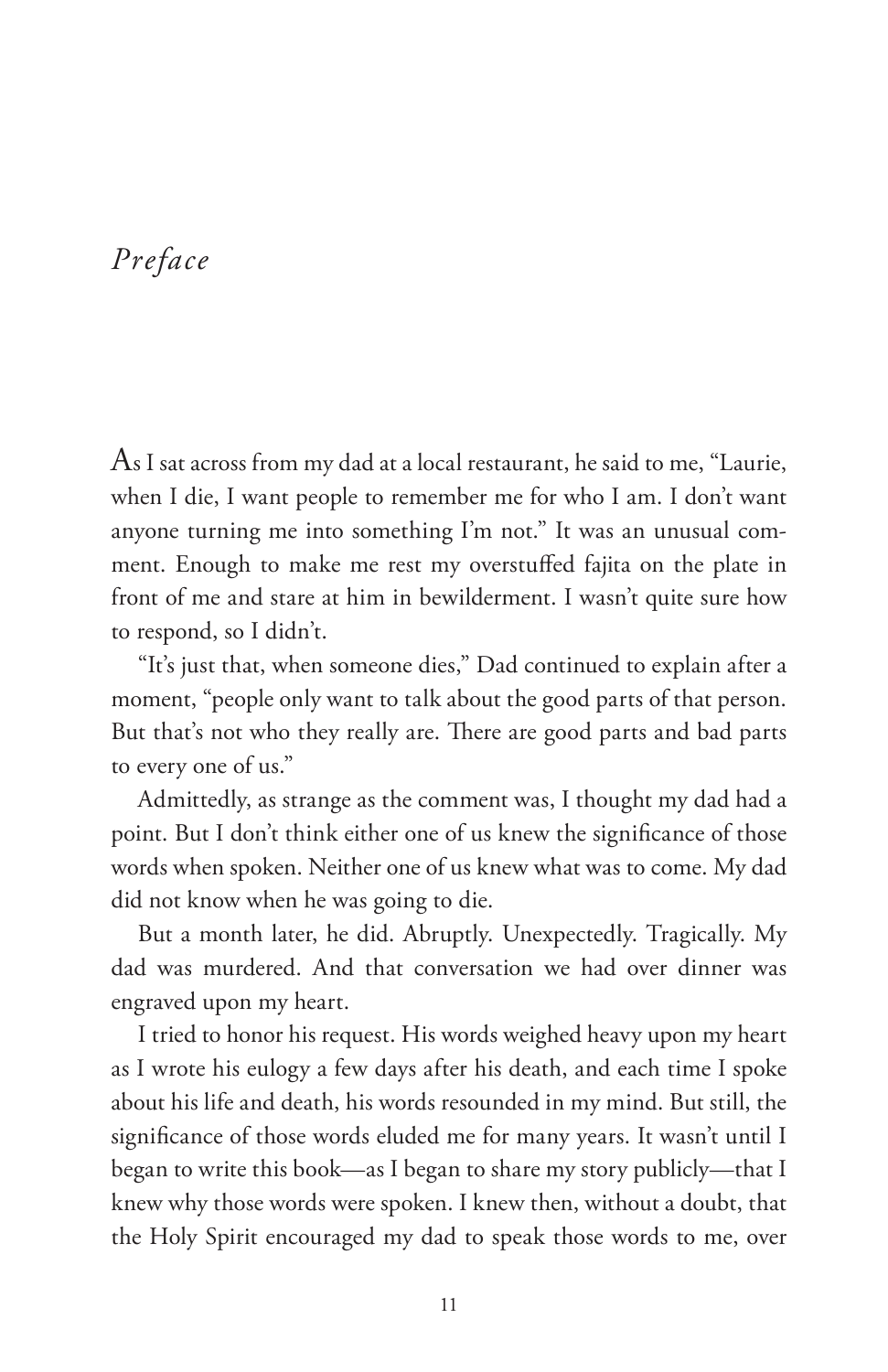# *Preface*

As I sat across from my dad at a local restaurant, he said to me, "Laurie, when I die, I want people to remember me for who I am. I don't want anyone turning me into something I'm not." It was an unusual comment. Enough to make me rest my overstuffed fajita on the plate in front of me and stare at him in bewilderment. I wasn't quite sure how to respond, so I didn't.

"It's just that, when someone dies," Dad continued to explain after a moment, "people only want to talk about the good parts of that person. But that's not who they really are. There are good parts and bad parts to every one of us."

Admittedly, as strange as the comment was, I thought my dad had a point. But I don't think either one of us knew the significance of those words when spoken. Neither one of us knew what was to come. My dad did not know when he was going to die.

But a month later, he did. Abruptly. Unexpectedly. Tragically. My dad was murdered. And that conversation we had over dinner was engraved upon my heart.

I tried to honor his request. His words weighed heavy upon my heart as I wrote his eulogy a few days after his death, and each time I spoke about his life and death, his words resounded in my mind. But still, the significance of those words eluded me for many years. It wasn't until I began to write this book—as I began to share my story publicly—that I knew why those words were spoken. I knew then, without a doubt, that the Holy Spirit encouraged my dad to speak those words to me, over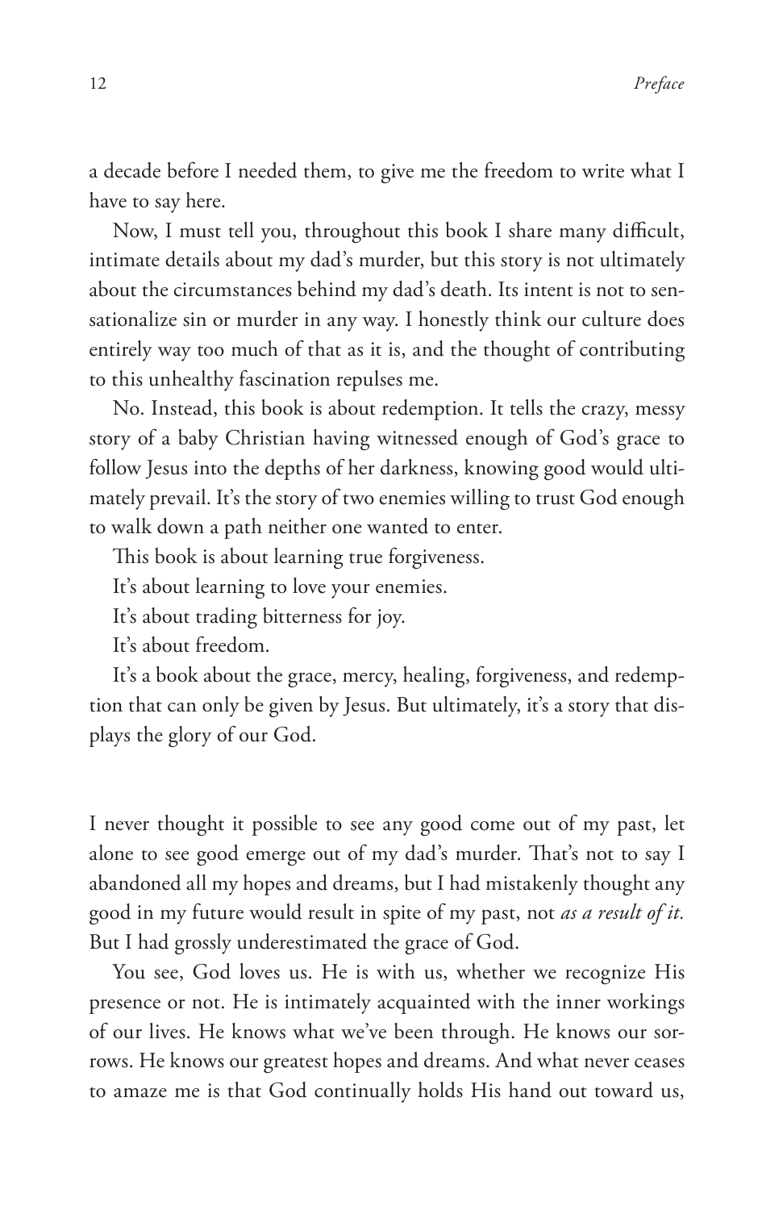a decade before I needed them, to give me the freedom to write what I have to say here.

Now, I must tell you, throughout this book I share many difficult, intimate details about my dad's murder, but this story is not ultimately about the circumstances behind my dad's death. Its intent is not to sensationalize sin or murder in any way. I honestly think our culture does entirely way too much of that as it is, and the thought of contributing to this unhealthy fascination repulses me.

No. Instead, this book is about redemption. It tells the crazy, messy story of a baby Christian having witnessed enough of God's grace to follow Jesus into the depths of her darkness, knowing good would ultimately prevail. It's the story of two enemies willing to trust God enough to walk down a path neither one wanted to enter.

This book is about learning true forgiveness.

It's about learning to love your enemies.

It's about trading bitterness for joy.

It's about freedom.

It's a book about the grace, mercy, healing, forgiveness, and redemption that can only be given by Jesus. But ultimately, it's a story that displays the glory of our God.

I never thought it possible to see any good come out of my past, let alone to see good emerge out of my dad's murder. That's not to say I abandoned all my hopes and dreams, but I had mistakenly thought any good in my future would result in spite of my past, not *as a result of it.* But I had grossly underestimated the grace of God.

You see, God loves us. He is with us, whether we recognize His presence or not. He is intimately acquainted with the inner workings of our lives. He knows what we've been through. He knows our sorrows. He knows our greatest hopes and dreams. And what never ceases to amaze me is that God continually holds His hand out toward us,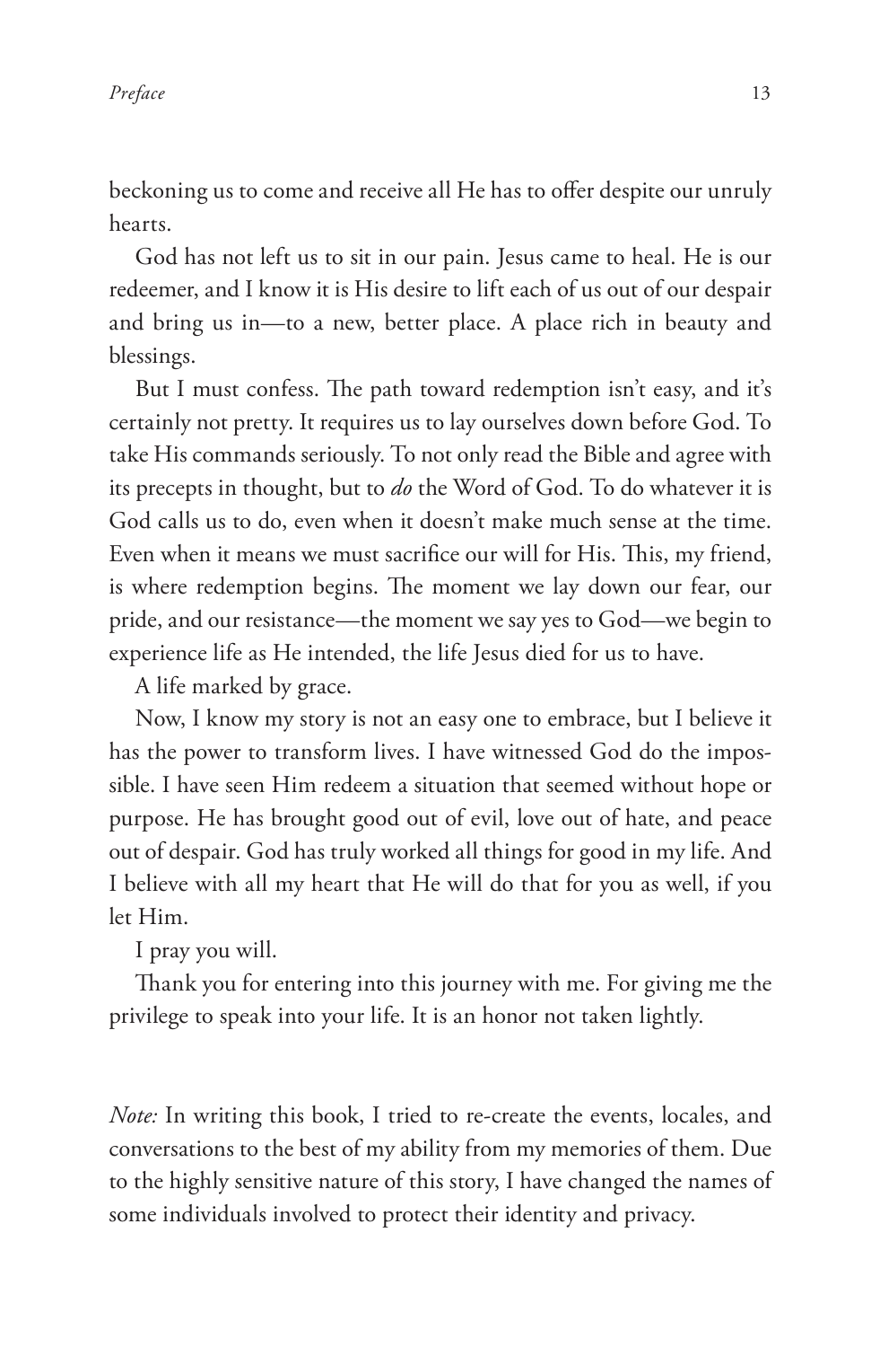beckoning us to come and receive all He has to offer despite our unruly hearts.

God has not left us to sit in our pain. Jesus came to heal. He is our redeemer, and I know it is His desire to lift each of us out of our despair and bring us in—to a new, better place. A place rich in beauty and blessings.

But I must confess. The path toward redemption isn't easy, and it's certainly not pretty. It requires us to lay ourselves down before God. To take His commands seriously. To not only read the Bible and agree with its precepts in thought, but to *do* the Word of God. To do whatever it is God calls us to do, even when it doesn't make much sense at the time. Even when it means we must sacrifice our will for His. This, my friend, is where redemption begins. The moment we lay down our fear, our pride, and our resistance—the moment we say yes to God—we begin to experience life as He intended, the life Jesus died for us to have.

A life marked by grace.

Now, I know my story is not an easy one to embrace, but I believe it has the power to transform lives. I have witnessed God do the impossible. I have seen Him redeem a situation that seemed without hope or purpose. He has brought good out of evil, love out of hate, and peace out of despair. God has truly worked all things for good in my life. And I believe with all my heart that He will do that for you as well, if you let Him.

I pray you will.

Thank you for entering into this journey with me. For giving me the privilege to speak into your life. It is an honor not taken lightly.

*Note:* In writing this book, I tried to re-create the events, locales, and conversations to the best of my ability from my memories of them. Due to the highly sensitive nature of this story, I have changed the names of some individuals involved to protect their identity and privacy.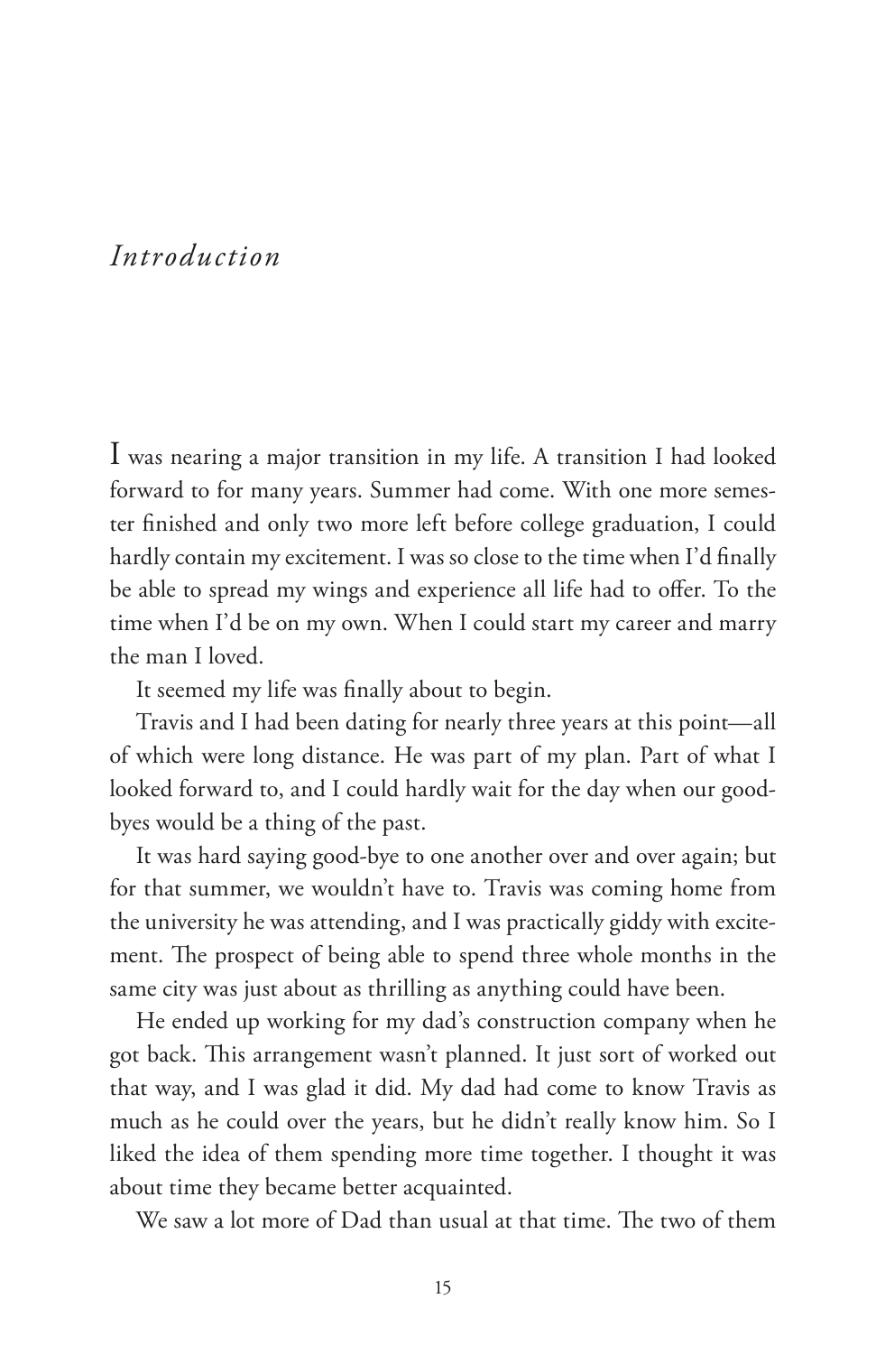# *Introduction*

I was nearing a major transition in my life. A transition I had looked forward to for many years. Summer had come. With one more semester finished and only two more left before college graduation, I could hardly contain my excitement. I was so close to the time when I'd finally be able to spread my wings and experience all life had to offer. To the time when I'd be on my own. When I could start my career and marry the man I loved.

It seemed my life was finally about to begin.

Travis and I had been dating for nearly three years at this point—all of which were long distance. He was part of my plan. Part of what I looked forward to, and I could hardly wait for the day when our good-byes would be a thing of the past.

It was hard saying good-bye to one another over and over again; but for that summer, we wouldn't have to. Travis was coming home from the university he was attending, and I was practically giddy with excitement. The prospect of being able to spend three whole months in the same city was just about as thrilling as anything could have been.

He ended up working for my dad's construction company when he got back. This arrangement wasn't planned. It just sort of worked out that way, and I was glad it did. My dad had come to know Travis as much as he could over the years, but he didn't really know him. So I liked the idea of them spending more time together. I thought it was about time they became better acquainted.

We saw a lot more of Dad than usual at that time. The two of them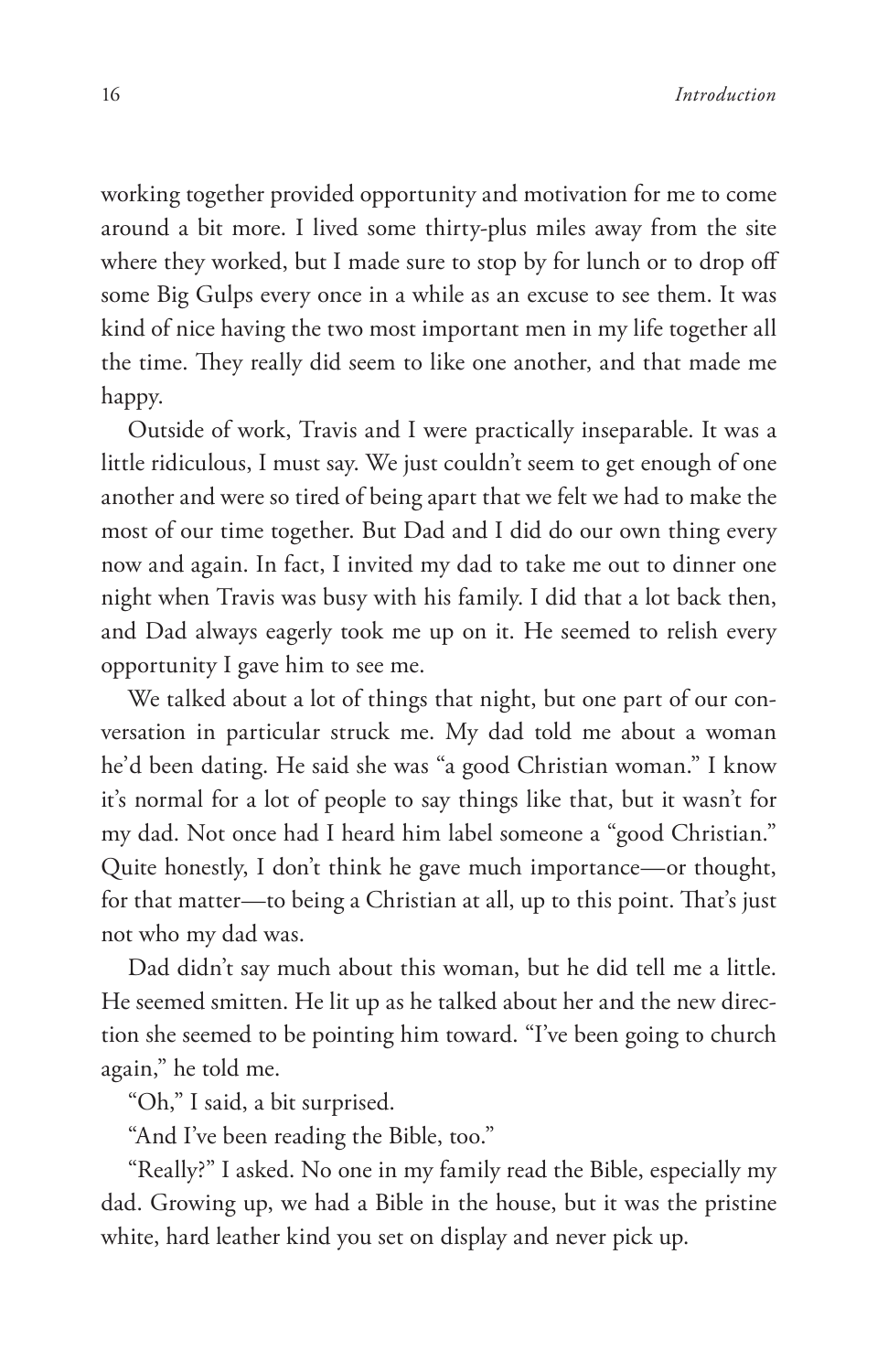working together provided opportunity and motivation for me to come around a bit more. I lived some thirty-plus miles away from the site where they worked, but I made sure to stop by for lunch or to drop off some Big Gulps every once in a while as an excuse to see them. It was kind of nice having the two most important men in my life together all the time. They really did seem to like one another, and that made me happy.

Outside of work, Travis and I were practically inseparable. It was a little ridiculous, I must say. We just couldn't seem to get enough of one another and were so tired of being apart that we felt we had to make the most of our time together. But Dad and I did do our own thing every now and again. In fact, I invited my dad to take me out to dinner one night when Travis was busy with his family. I did that a lot back then, and Dad always eagerly took me up on it. He seemed to relish every opportunity I gave him to see me.

We talked about a lot of things that night, but one part of our conversation in particular struck me. My dad told me about a woman he'd been dating. He said she was "a good Christian woman." I know it's normal for a lot of people to say things like that, but it wasn't for my dad. Not once had I heard him label someone a "good Christian." Quite honestly, I don't think he gave much importance—or thought, for that matter—to being a Christian at all, up to this point. That's just not who my dad was.

Dad didn't say much about this woman, but he did tell me a little. He seemed smitten. He lit up as he talked about her and the new direction she seemed to be pointing him toward. "I've been going to church again," he told me.

"Oh," I said, a bit surprised.

"And I've been reading the Bible, too."

"Really?" I asked. No one in my family read the Bible, especially my dad. Growing up, we had a Bible in the house, but it was the pristine white, hard leather kind you set on display and never pick up.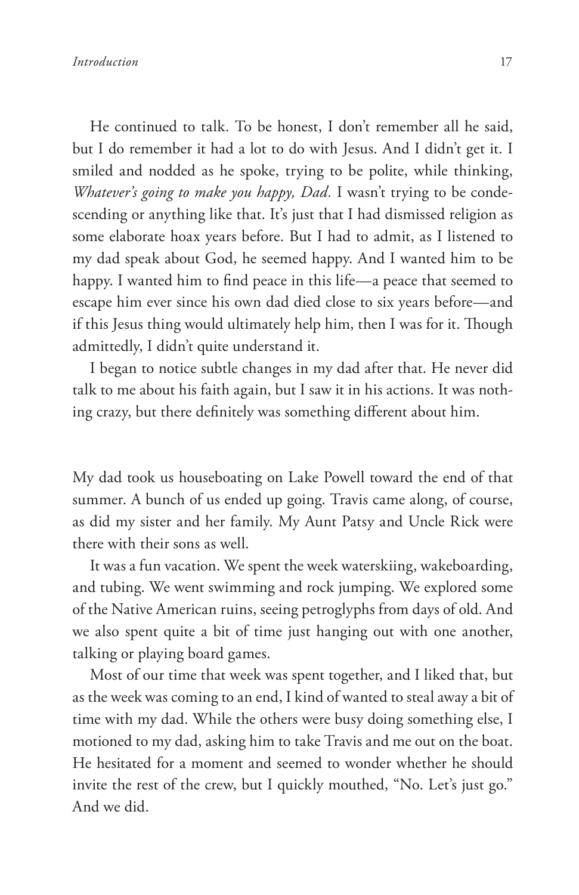He continued to talk. To be honest, I don't remember all he said, but I do remember it had a lot to do with Jesus. And I didn't get it. I smiled and nodded as he spoke, trying to be polite, while thinking, *Whatever's going to make you happy, Dad.* I wasn't trying to be condescending or anything like that. It's just that I had dismissed religion as some elaborate hoax years before. But I had to admit, as I listened to my dad speak about God, he seemed happy. And I wanted him to be happy. I wanted him to find peace in this life—a peace that seemed to escape him ever since his own dad died close to six years before—and if this Jesus thing would ultimately help him, then I was for it. Though admittedly, I didn't quite understand it.

I began to notice subtle changes in my dad after that. He never did talk to me about his faith again, but I saw it in his actions. It was nothing crazy, but there definitely was something different about him.

My dad took us houseboating on Lake Powell toward the end of that summer. A bunch of us ended up going. Travis came along, of course, as did my sister and her family. My Aunt Patsy and Uncle Rick were there with their sons as well.

It was a fun vacation. We spent the week waterskiing, wakeboarding, and tubing. We went swimming and rock jumping. We explored some of the Native American ruins, seeing petroglyphs from days of old. And we also spent quite a bit of time just hanging out with one another, talking or playing board games.

Most of our time that week was spent together, and I liked that, but as the week was coming to an end, I kind of wanted to steal away a bit of time with my dad. While the others were busy doing something else, I motioned to my dad, asking him to take Travis and me out on the boat. He hesitated for a moment and seemed to wonder whether he should invite the rest of the crew, but I quickly mouthed, "No. Let's just go." And we did.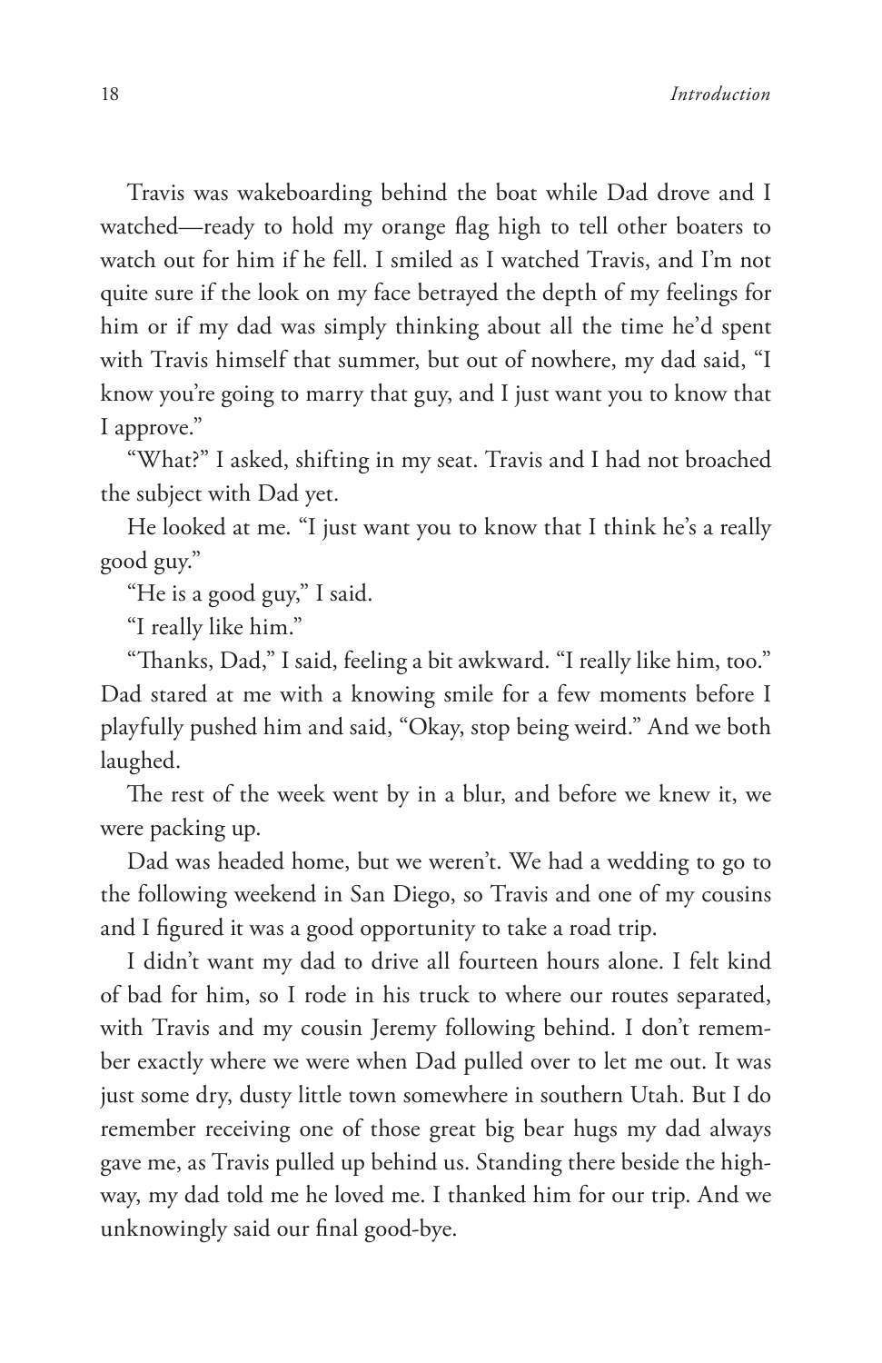Travis was wakeboarding behind the boat while Dad drove and I watched—ready to hold my orange flag high to tell other boaters to watch out for him if he fell. I smiled as I watched Travis, and I'm not quite sure if the look on my face betrayed the depth of my feelings for him or if my dad was simply thinking about all the time he'd spent with Travis himself that summer, but out of nowhere, my dad said, "I know you're going to marry that guy, and I just want you to know that I approve."

"What?" I asked, shifting in my seat. Travis and I had not broached the subject with Dad yet.

He looked at me. "I just want you to know that I think he's a really good guy."

"He is a good guy," I said.

"I really like him."

"Thanks, Dad," I said, feeling a bit awkward. "I really like him, too." Dad stared at me with a knowing smile for a few moments before I playfully pushed him and said, "Okay, stop being weird." And we both laughed.

The rest of the week went by in a blur, and before we knew it, we were packing up.

Dad was headed home, but we weren't. We had a wedding to go to the following weekend in San Diego, so Travis and one of my cousins and I figured it was a good opportunity to take a road trip.

I didn't want my dad to drive all fourteen hours alone. I felt kind of bad for him, so I rode in his truck to where our routes separated, with Travis and my cousin Jeremy following behind. I don't remember exactly where we were when Dad pulled over to let me out. It was just some dry, dusty little town somewhere in southern Utah. But I do remember receiving one of those great big bear hugs my dad always gave me, as Travis pulled up behind us. Standing there beside the highway, my dad told me he loved me. I thanked him for our trip. And we unknowingly said our final good-bye.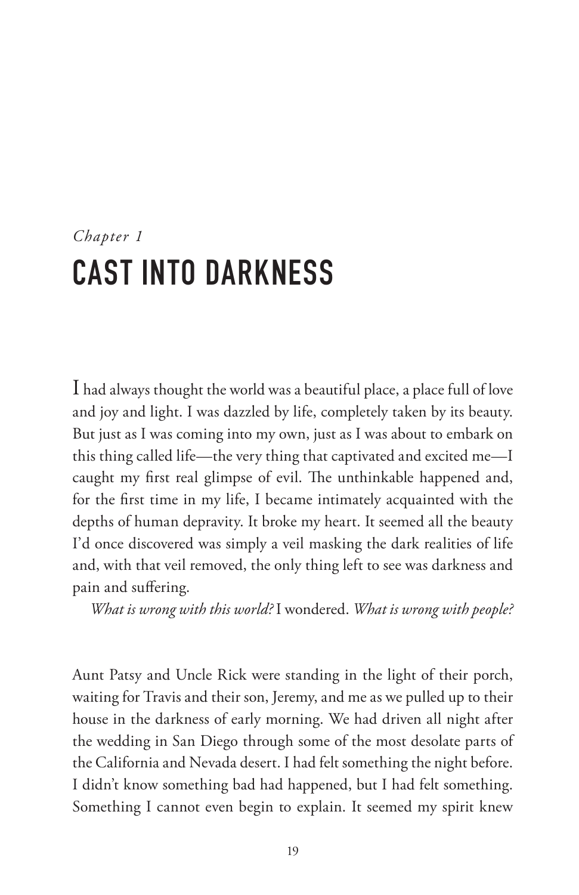*Chapter 1*

# CAST INTO DARKNESS

I had always thought the world was a beautiful place, a place full of love and joy and light. I was dazzled by life, completely taken by its beauty. But just as I was coming into my own, just as I was about to embark on this thing called life—the very thing that captivated and excited me—I caught my first real glimpse of evil. The unthinkable happened and, for the first time in my life, I became intimately acquainted with the depths of human depravity. It broke my heart. It seemed all the beauty I'd once discovered was simply a veil masking the dark realities of life and, with that veil removed, the only thing left to see was darkness and pain and suffering.

*What is wrong with this world?* I wondered. *What is wrong with people?*

Aunt Patsy and Uncle Rick were standing in the light of their porch, waiting for Travis and their son, Jeremy, and me as we pulled up to their house in the darkness of early morning. We had driven all night after the wedding in San Diego through some of the most desolate parts of the California and Nevada desert. I had felt something the night before. I didn't know something bad had happened, but I had felt something. Something I cannot even begin to explain. It seemed my spirit knew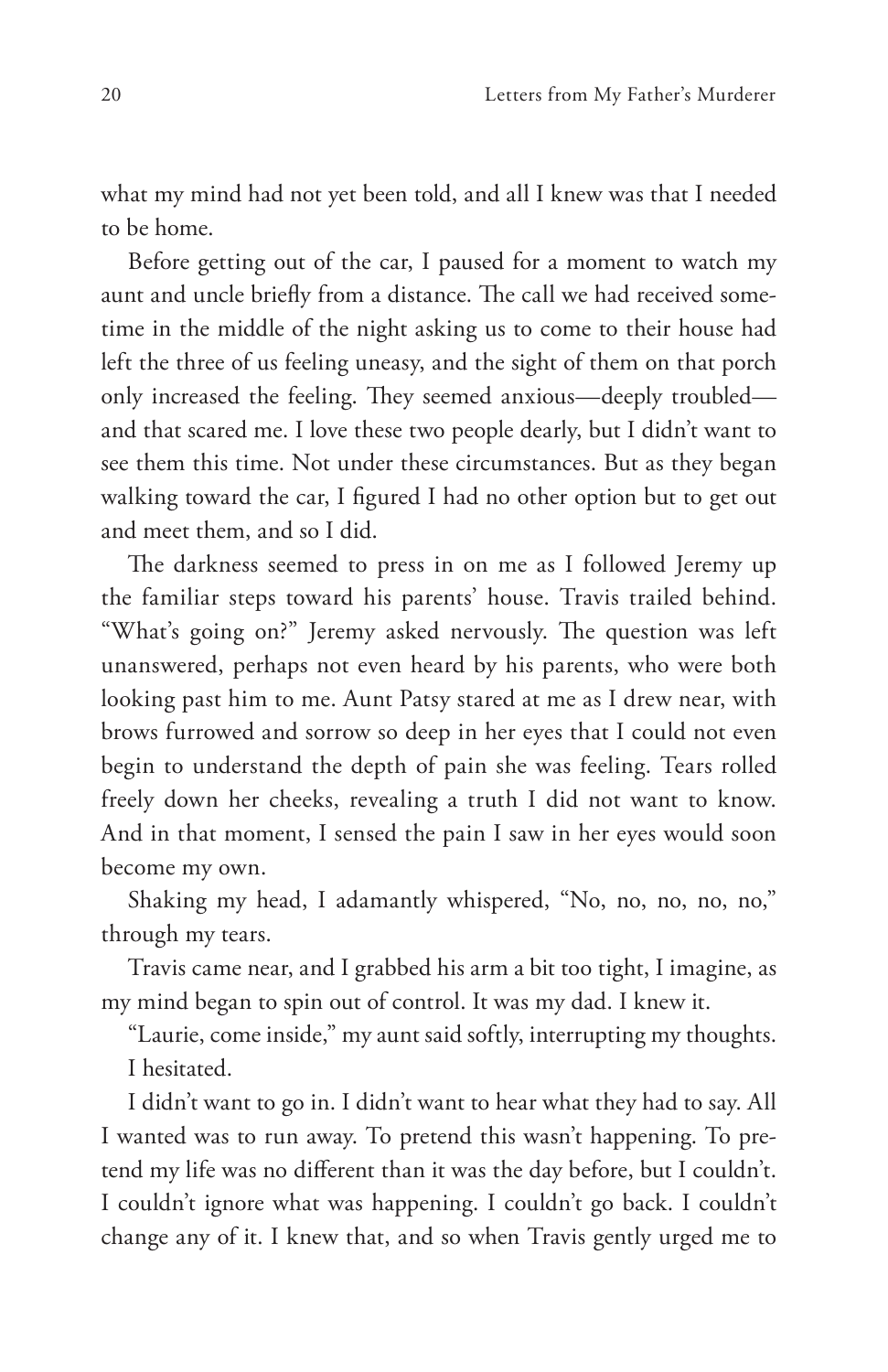what my mind had not yet been told, and all I knew was that I needed to be home.

Before getting out of the car, I paused for a moment to watch my aunt and uncle briefly from a distance. The call we had received sometime in the middle of the night asking us to come to their house had left the three of us feeling uneasy, and the sight of them on that porch only increased the feeling. They seemed anxious—deeply troubled—and that scared me. I love these two people dearly, but I didn't want to see them this time. Not under these circumstances. But as they began walking toward the car, I figured I had no other option but to get out and meet them, and so I did.

The darkness seemed to press in on me as I followed Jeremy up the familiar steps toward his parents' house. Travis trailed behind. "What's going on?" Jeremy asked nervously. The question was left unanswered, perhaps not even heard by his parents, who were both looking past him to me. Aunt Patsy stared at me as I drew near, with brows furrowed and sorrow so deep in her eyes that I could not even begin to understand the depth of pain she was feeling. Tears rolled freely down her cheeks, revealing a truth I did not want to know. And in that moment, I sensed the pain I saw in her eyes would soon become my own.

Shaking my head, I adamantly whispered, "No, no, no, no, no," through my tears.

Travis came near, and I grabbed his arm a bit too tight, I imagine, as my mind began to spin out of control. It was my dad. I knew it.

"Laurie, come inside," my aunt said softly, interrupting my thoughts.

I hesitated.

I didn't want to go in. I didn't want to hear what they had to say. All I wanted was to run away. To pretend this wasn't happening. To pretend my life was no different than it was the day before, but I couldn't. I couldn't ignore what was happening. I couldn't go back. I couldn't change any of it. I knew that, and so when Travis gently urged me to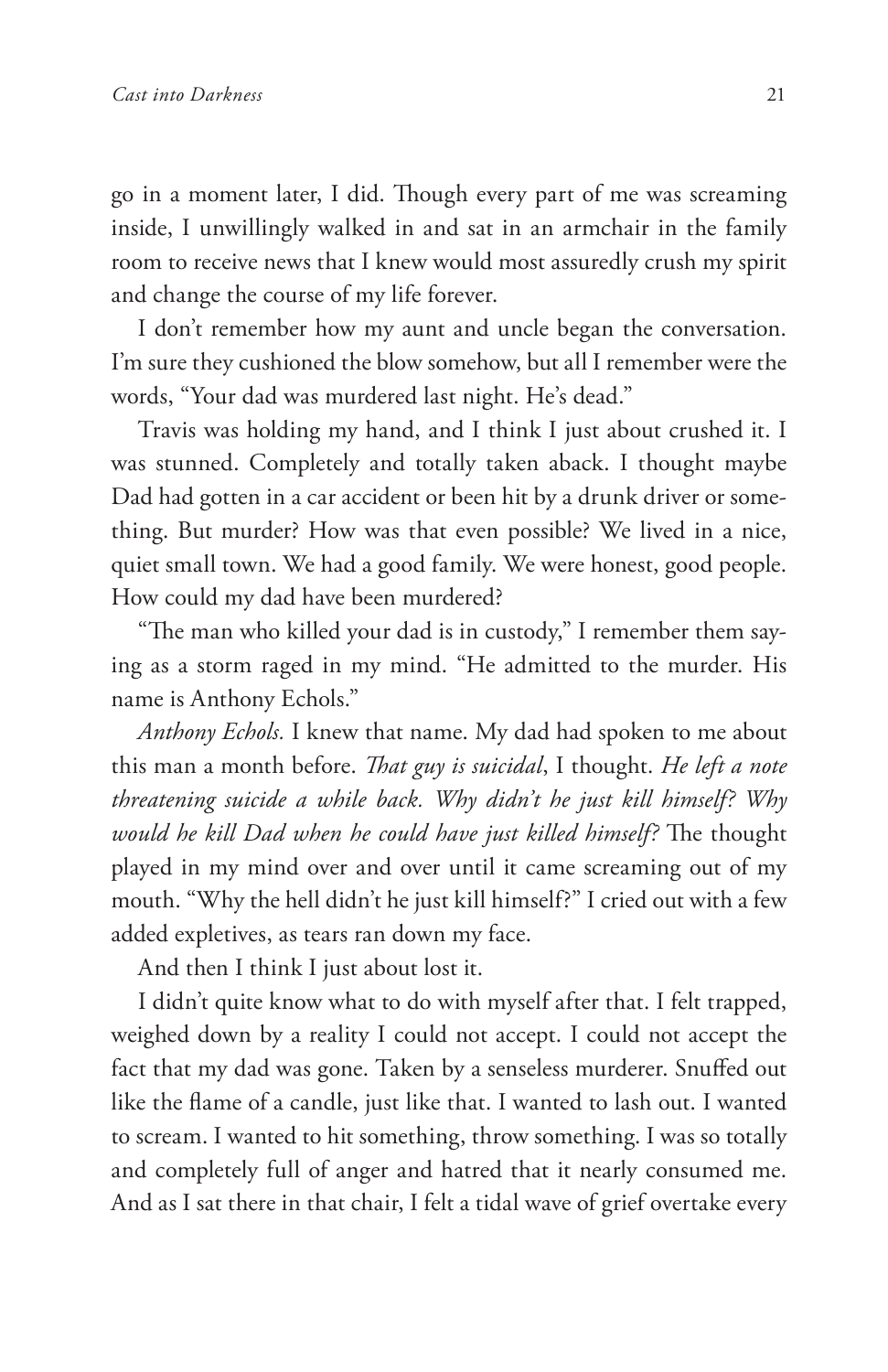go in a moment later, I did. Though every part of me was screaming inside, I unwillingly walked in and sat in an armchair in the family room to receive news that I knew would most assuredly crush my spirit and change the course of my life forever.

I don't remember how my aunt and uncle began the conversation. I'm sure they cushioned the blow somehow, but all I remember were the words, "Your dad was murdered last night. He's dead."

Travis was holding my hand, and I think I just about crushed it. I was stunned. Completely and totally taken aback. I thought maybe Dad had gotten in a car accident or been hit by a drunk driver or something. But murder? How was that even possible? We lived in a nice, quiet small town. We had a good family. We were honest, good people. How could my dad have been murdered?

"The man who killed your dad is in custody," I remember them saying as a storm raged in my mind. "He admitted to the murder. His name is Anthony Echols."

*Anthony Echols.* I knew that name. My dad had spoken to me about this man a month before. *That guy is suicidal*, I thought. *He left a note threatening suicide a while back. Why didn't he just kill himself? Why would he kill Dad when he could have just killed himself?* The thought played in my mind over and over until it came screaming out of my mouth. "Why the hell didn't he just kill himself?" I cried out with a few added expletives, as tears ran down my face.

And then I think I just about lost it.

I didn't quite know what to do with myself after that. I felt trapped, weighed down by a reality I could not accept. I could not accept the fact that my dad was gone. Taken by a senseless murderer. Snuffed out like the flame of a candle, just like that. I wanted to lash out. I wanted to scream. I wanted to hit something, throw something. I was so totally and completely full of anger and hatred that it nearly consumed me. And as I sat there in that chair, I felt a tidal wave of grief overtake every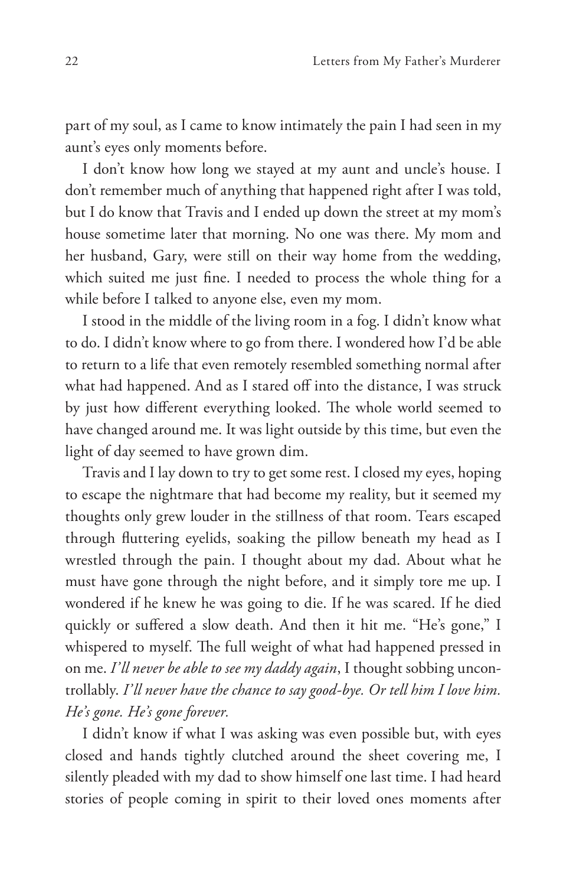part of my soul, as I came to know intimately the pain I had seen in my aunt's eyes only moments before.

I don't know how long we stayed at my aunt and uncle's house. I don't remember much of anything that happened right after I was told, but I do know that Travis and I ended up down the street at my mom's house sometime later that morning. No one was there. My mom and her husband, Gary, were still on their way home from the wedding, which suited me just fine. I needed to process the whole thing for a while before I talked to anyone else, even my mom.

I stood in the middle of the living room in a fog. I didn't know what to do. I didn't know where to go from there. I wondered how I'd be able to return to a life that even remotely resembled something normal after what had happened. And as I stared off into the distance, I was struck by just how different everything looked. The whole world seemed to have changed around me. It was light outside by this time, but even the light of day seemed to have grown dim.

Travis and I lay down to try to get some rest. I closed my eyes, hoping to escape the nightmare that had become my reality, but it seemed my thoughts only grew louder in the stillness of that room. Tears escaped through fluttering eyelids, soaking the pillow beneath my head as I wrestled through the pain. I thought about my dad. About what he must have gone through the night before, and it simply tore me up. I wondered if he knew he was going to die. If he was scared. If he died quickly or suffered a slow death. And then it hit me. "He's gone," I whispered to myself. The full weight of what had happened pressed in on me. *I'll never be able to see my daddy again*, I thought sobbing uncontrollably. *I'll never have the chance to say good-bye. Or tell him I love him. He's gone. He's gone forever.*

I didn't know if what I was asking was even possible but, with eyes closed and hands tightly clutched around the sheet covering me, I silently pleaded with my dad to show himself one last time. I had heard stories of people coming in spirit to their loved ones moments after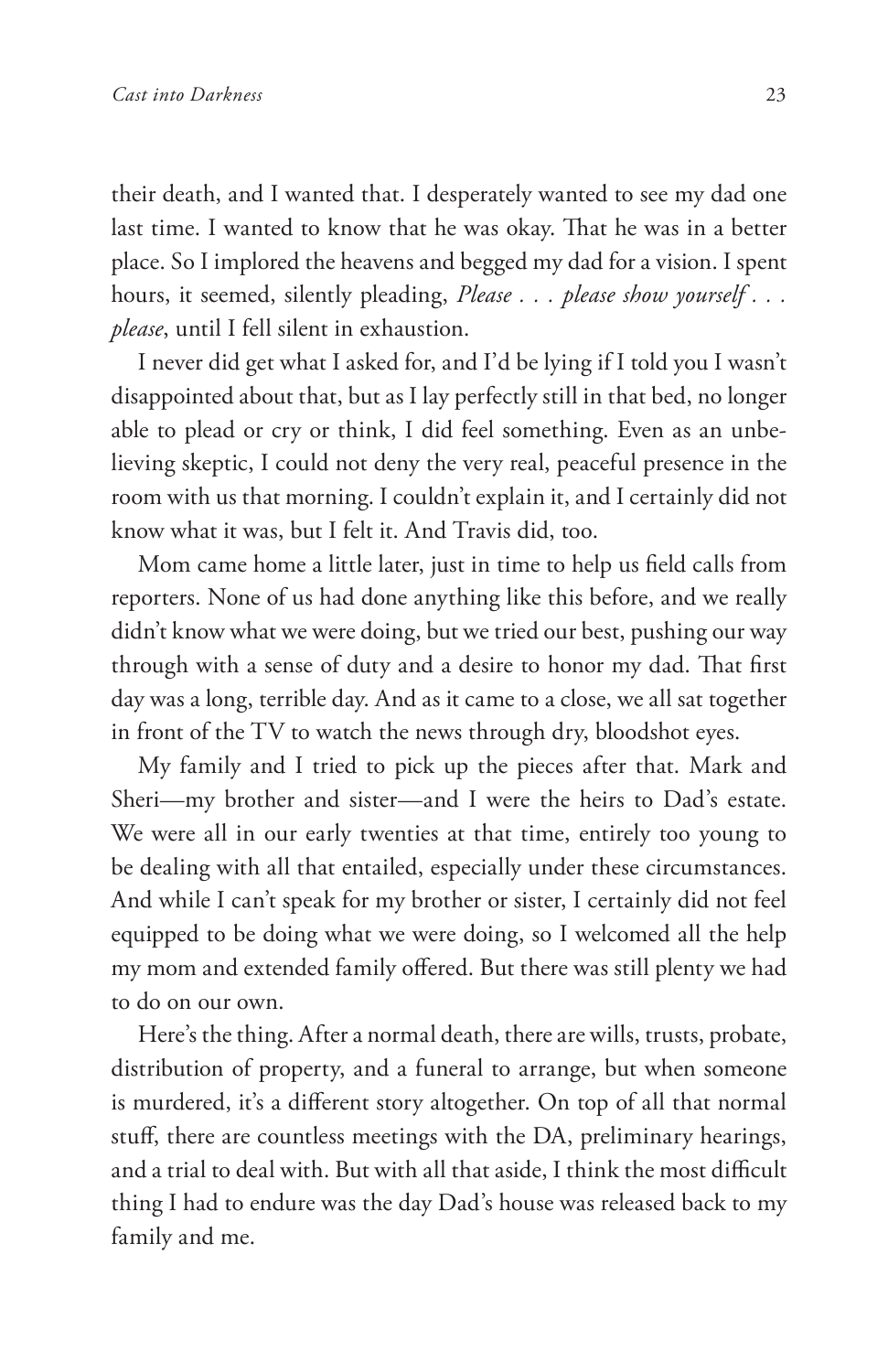their death, and I wanted that. I desperately wanted to see my dad one last time. I wanted to know that he was okay. That he was in a better place. So I implored the heavens and begged my dad for a vision. I spent hours, it seemed, silently pleading, *Please . . . please show yourself . . . please*, until I fell silent in exhaustion.

I never did get what I asked for, and I'd be lying if I told you I wasn't disappointed about that, but as I lay perfectly still in that bed, no longer able to plead or cry or think, I did feel something. Even as an unbelieving skeptic, I could not deny the very real, peaceful presence in the room with us that morning. I couldn't explain it, and I certainly did not know what it was, but I felt it. And Travis did, too.

Mom came home a little later, just in time to help us field calls from reporters. None of us had done anything like this before, and we really didn't know what we were doing, but we tried our best, pushing our way through with a sense of duty and a desire to honor my dad. That first day was a long, terrible day. And as it came to a close, we all sat together in front of the TV to watch the news through dry, bloodshot eyes.

My family and I tried to pick up the pieces after that. Mark and Sheri—my brother and sister—and I were the heirs to Dad's estate. We were all in our early twenties at that time, entirely too young to be dealing with all that entailed, especially under these circumstances. And while I can't speak for my brother or sister, I certainly did not feel equipped to be doing what we were doing, so I welcomed all the help my mom and extended family offered. But there was still plenty we had to do on our own.

Here's the thing. After a normal death, there are wills, trusts, probate, distribution of property, and a funeral to arrange, but when someone is murdered, it's a different story altogether. On top of all that normal stuff, there are countless meetings with the DA, preliminary hearings, and a trial to deal with. But with all that aside, I think the most difficult thing I had to endure was the day Dad's house was released back to my family and me.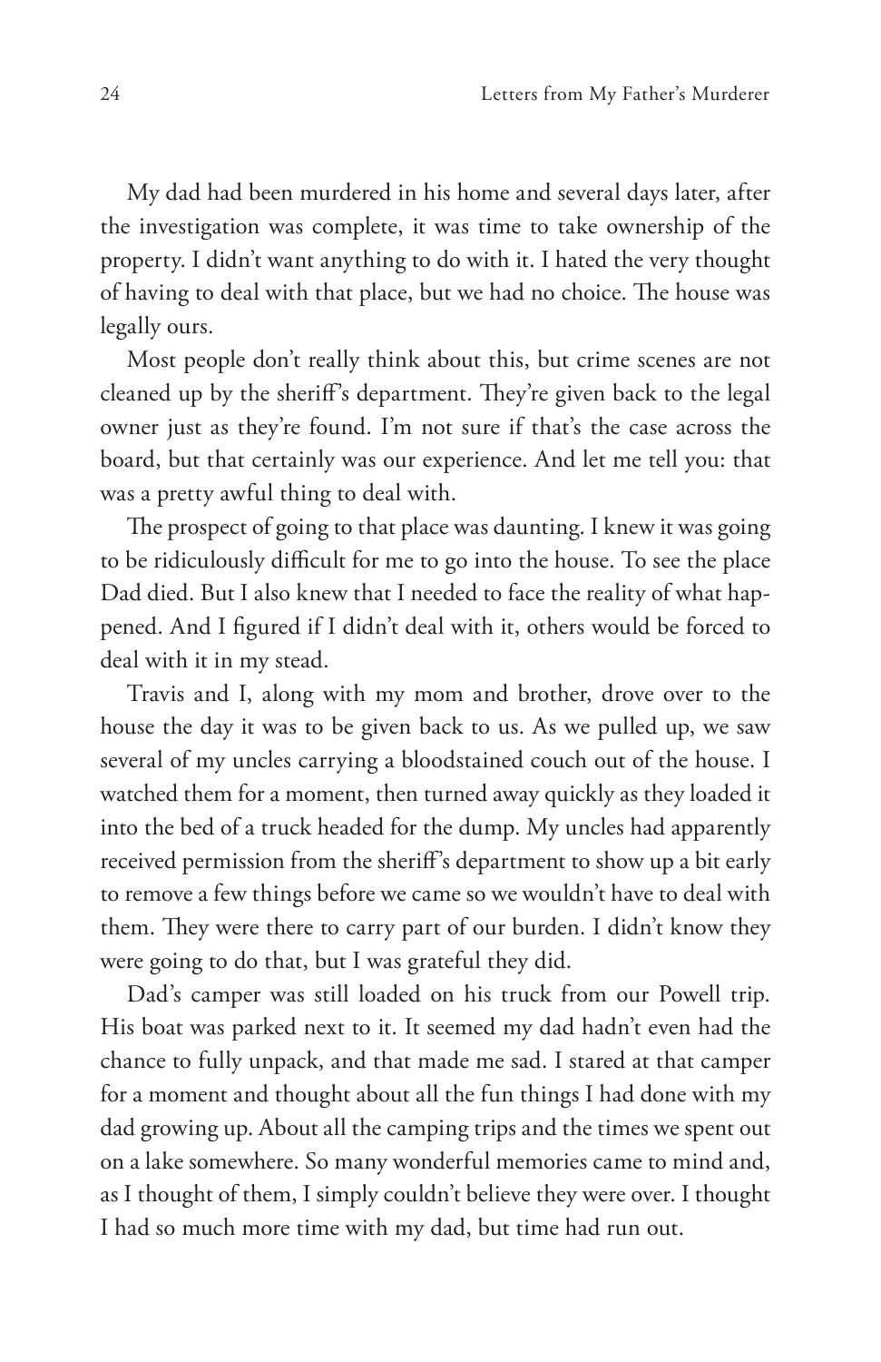My dad had been murdered in his home and several days later, after the investigation was complete, it was time to take ownership of the property. I didn't want anything to do with it. I hated the very thought of having to deal with that place, but we had no choice. The house was legally ours.

Most people don't really think about this, but crime scenes are not cleaned up by the sheriff's department. They're given back to the legal owner just as they're found. I'm not sure if that's the case across the board, but that certainly was our experience. And let me tell you: that was a pretty awful thing to deal with.

The prospect of going to that place was daunting. I knew it was going to be ridiculously difficult for me to go into the house. To see the place Dad died. But I also knew that I needed to face the reality of what happened. And I figured if I didn't deal with it, others would be forced to deal with it in my stead.

Travis and I, along with my mom and brother, drove over to the house the day it was to be given back to us. As we pulled up, we saw several of my uncles carrying a bloodstained couch out of the house. I watched them for a moment, then turned away quickly as they loaded it into the bed of a truck headed for the dump. My uncles had apparently received permission from the sheriff's department to show up a bit early to remove a few things before we came so we wouldn't have to deal with them. They were there to carry part of our burden. I didn't know they were going to do that, but I was grateful they did.

Dad's camper was still loaded on his truck from our Powell trip. His boat was parked next to it. It seemed my dad hadn't even had the chance to fully unpack, and that made me sad. I stared at that camper for a moment and thought about all the fun things I had done with my dad growing up. About all the camping trips and the times we spent out on a lake somewhere. So many wonderful memories came to mind and, as I thought of them, I simply couldn't believe they were over. I thought I had so much more time with my dad, but time had run out.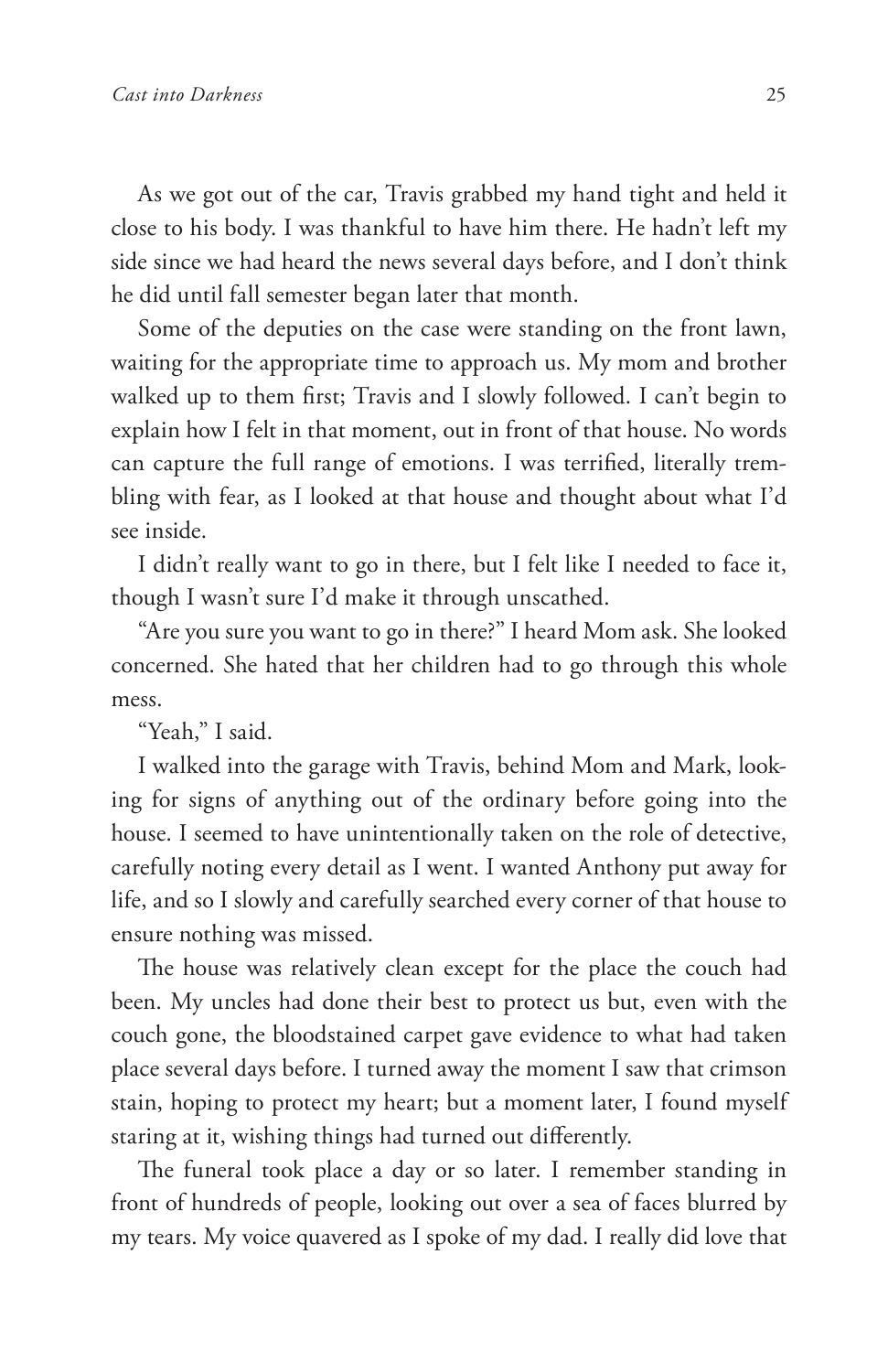As we got out of the car, Travis grabbed my hand tight and held it close to his body. I was thankful to have him there. He hadn't left my side since we had heard the news several days before, and I don't think he did until fall semester began later that month.

Some of the deputies on the case were standing on the front lawn, waiting for the appropriate time to approach us. My mom and brother walked up to them first; Travis and I slowly followed. I can't begin to explain how I felt in that moment, out in front of that house. No words can capture the full range of emotions. I was terrified, literally trembling with fear, as I looked at that house and thought about what I'd see inside.

I didn't really want to go in there, but I felt like I needed to face it, though I wasn't sure I'd make it through unscathed.

"Are you sure you want to go in there?" I heard Mom ask. She looked concerned. She hated that her children had to go through this whole mess.

"Yeah," I said.

I walked into the garage with Travis, behind Mom and Mark, looking for signs of anything out of the ordinary before going into the house. I seemed to have unintentionally taken on the role of detective, carefully noting every detail as I went. I wanted Anthony put away for life, and so I slowly and carefully searched every corner of that house to ensure nothing was missed.

The house was relatively clean except for the place the couch had been. My uncles had done their best to protect us but, even with the couch gone, the bloodstained carpet gave evidence to what had taken place several days before. I turned away the moment I saw that crimson stain, hoping to protect my heart; but a moment later, I found myself staring at it, wishing things had turned out differently.

The funeral took place a day or so later. I remember standing in front of hundreds of people, looking out over a sea of faces blurred by my tears. My voice quavered as I spoke of my dad. I really did love that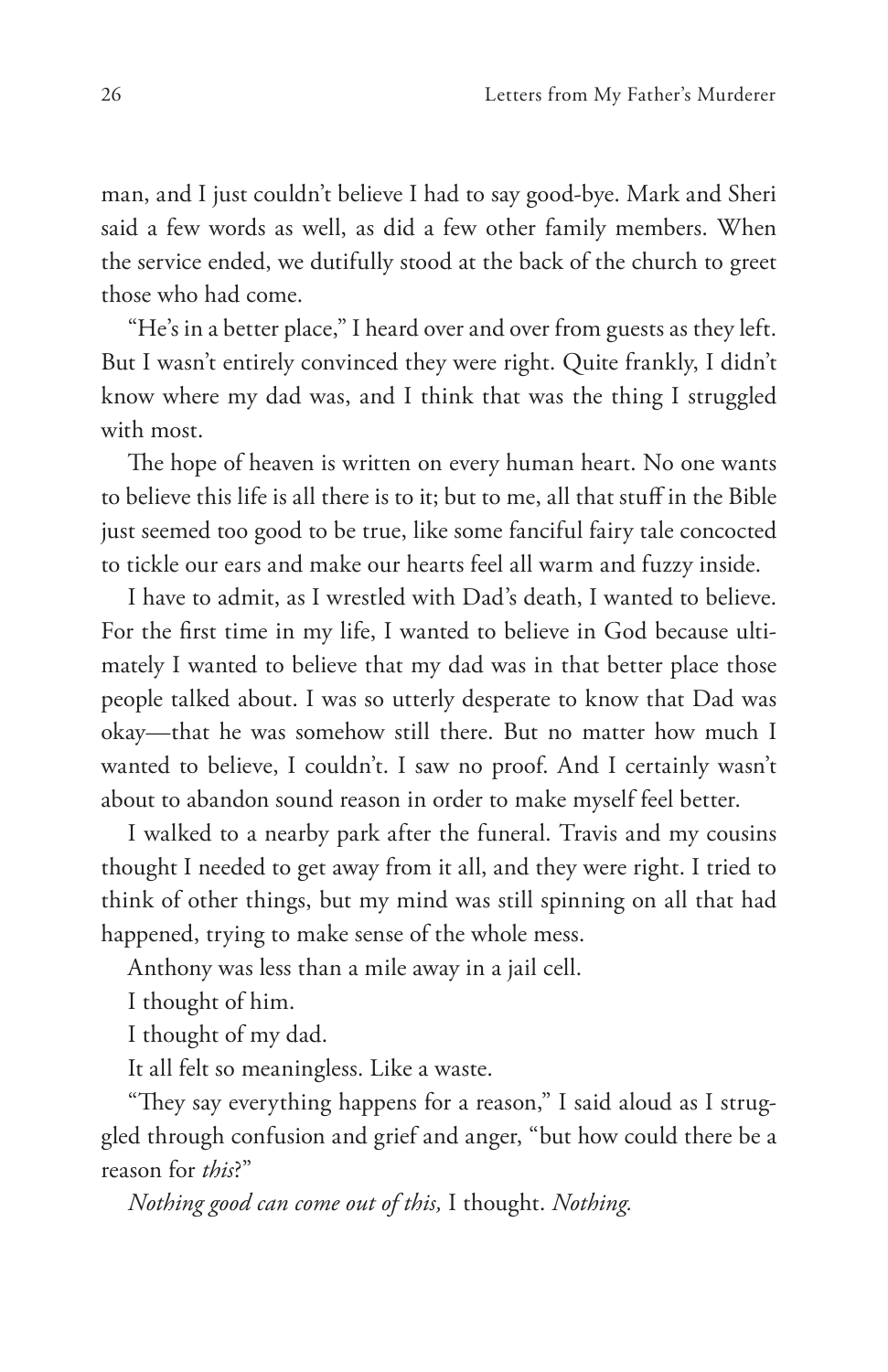man, and I just couldn't believe I had to say good-bye. Mark and Sheri said a few words as well, as did a few other family members. When the service ended, we dutifully stood at the back of the church to greet those who had come.

"He's in a better place," I heard over and over from guests as they left. But I wasn't entirely convinced they were right. Quite frankly, I didn't know where my dad was, and I think that was the thing I struggled with most.

The hope of heaven is written on every human heart. No one wants to believe this life is all there is to it; but to me, all that stuff in the Bible just seemed too good to be true, like some fanciful fairy tale concocted to tickle our ears and make our hearts feel all warm and fuzzy inside.

I have to admit, as I wrestled with Dad's death, I wanted to believe. For the first time in my life, I wanted to believe in God because ultimately I wanted to believe that my dad was in that better place those people talked about. I was so utterly desperate to know that Dad was okay—that he was somehow still there. But no matter how much I wanted to believe, I couldn't. I saw no proof. And I certainly wasn't about to abandon sound reason in order to make myself feel better.

I walked to a nearby park after the funeral. Travis and my cousins thought I needed to get away from it all, and they were right. I tried to think of other things, but my mind was still spinning on all that had happened, trying to make sense of the whole mess.

Anthony was less than a mile away in a jail cell.

I thought of him.

I thought of my dad.

It all felt so meaningless. Like a waste.

"They say everything happens for a reason," I said aloud as I struggled through confusion and grief and anger, "but how could there be a reason for *this*?"

*Nothing good can come out of this,* I thought. *Nothing.*